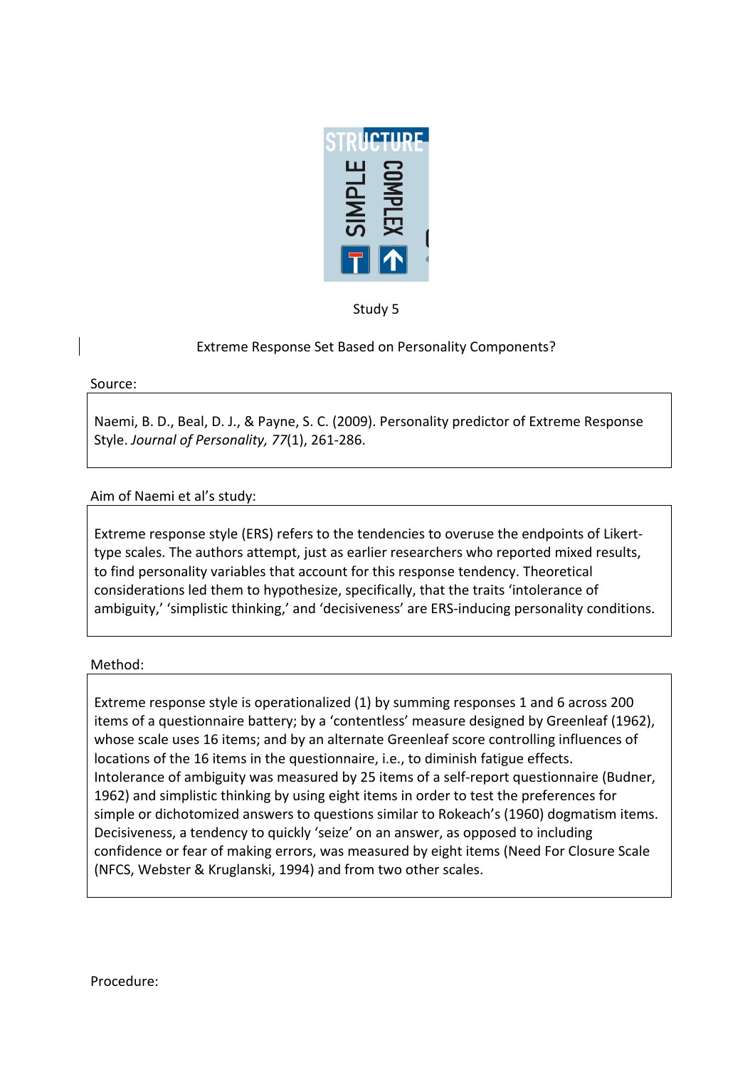Study 5

Extreme Response Set Based on Personality Components?

Source:

Naemi, B. D., Beal, D. J., & Payne, S. C. (2009). Personality predictor of Extreme Response Style. *Journal of Personality, 77*(1), 261-286.

Aim of Naemi et al's study:

Extreme response style (ERS) refers to the tendencies to overuse the endpoints of Likert-type scales. The authors attempt, just as earlier researchers who reported mixed results, to find personality variables that account for this response tendency. Theoretical considerations led them to hypothesize, specifically, that the traits 'intolerance of ambiguity,' 'simplistic thinking,' and 'decisiveness' are ERS-inducing personality conditions.

Method:

Extreme response style is operationalized (1) by summing responses 1 and 6 across 200 items of a questionnaire battery; by a 'contentless' measure designed by Greenleaf (1962), whose scale uses 16 items; and by an alternate Greenleaf score controlling influences of locations of the 16 items in the questionnaire, i.e., to diminish fatigue effects. Intolerance of ambiguity was measured by 25 items of a self-report questionnaire (Budner, 1962) and simplistic thinking by using eight items in order to test the preferences for simple or dichotomized answers to questions similar to Rokeach's (1960) dogmatism items. Decisiveness, a tendency to quickly 'seize' on an answer, as opposed to including confidence or fear of making errors, was measured by eight items (Need For Closure Scale (NFCS, Webster & Kruglanski, 1994) and from two other scales.

Procedure: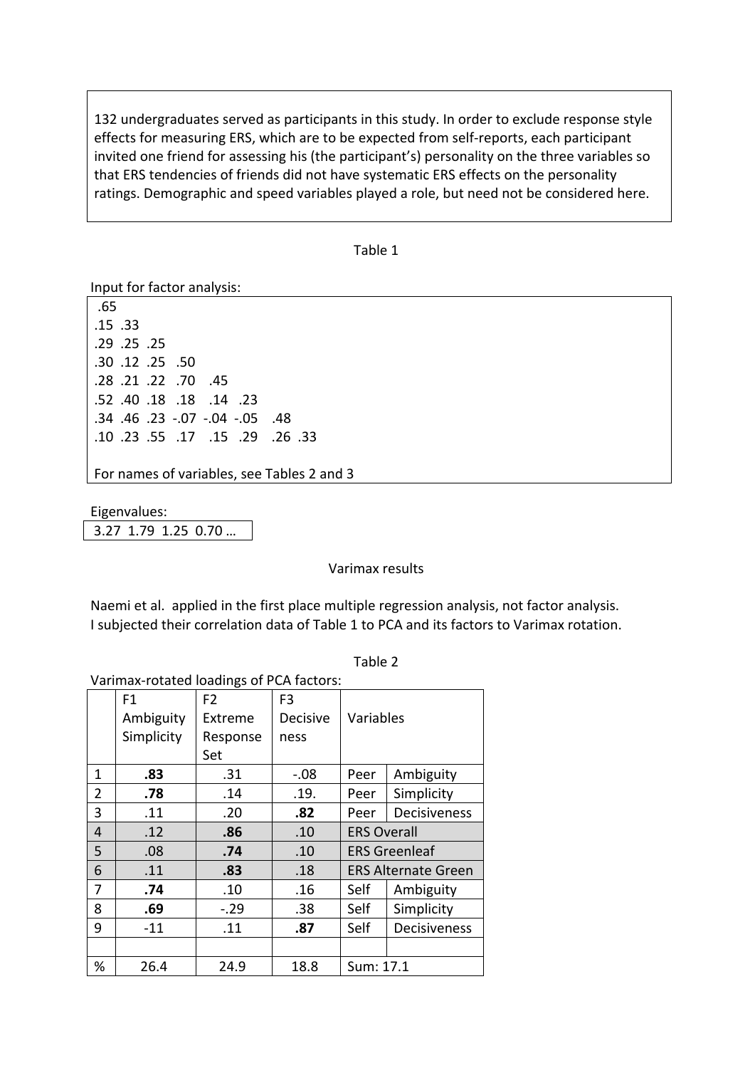132 undergraduates served as participants in this study. In order to exclude response style effects for measuring ERS, which are to be expected from self-reports, each participant invited one friend for assessing his (the participant's) personality on the three variables so that ERS tendencies of friends did not have systematic ERS effects on the personality ratings. Demographic and speed variables played a role, but need not be considered here.

Table 1

Input for factor analysis:

```
 .65
.15  .33
.29  .25  .25
.30  .12  .25   .50
.28  .21  .22   .70    .45
.52  .40  .18   .18    .14   .23
.34  .46  .23  -.07  -.04  -.05    .48
.10  .23  .55   .17    .15   .29    .26  .33
```

For names of variables, see Tables 2 and 3

Eigenvalues:

3.27 1.79 1.25 0.70 …

Varimax results

Naemi et al. applied in the first place multiple regression analysis, not factor analysis. I subjected their correlation data of Table 1 to PCA and its factors to Varimax rotation.

Table 2

Varimax-rotated loadings of PCA factors:

| | F1 Ambiguity Simplicity | F2 Extreme Response Set | F3 Decisiveness | Variables | |
|---|---|---|---|---|---|
| 1 | **.83** | .31 | -.08 | Peer | Ambiguity |
| 2 | **.78** | .14 | .19. | Peer | Simplicity |
| 3 | .11 | .20 | **.82** | Peer | Decisiveness |
| 4 | .12 | **.86** | .10 | ERS Overall | |
| 5 | .08 | **.74** | .10 | ERS Greenleaf | |
| 6 | .11 | **.83** | .18 | ERS Alternate Green | |
| 7 | **.74** | .10 | .16 | Self | Ambiguity |
| 8 | **.69** | -.29 | .38 | Self | Simplicity |
| 9 | -11 | .11 | **.87** | Self | Decisiveness |
| | | | | | |
| % | 26.4 | 24.9 | 18.8 | Sum: 17.1 | |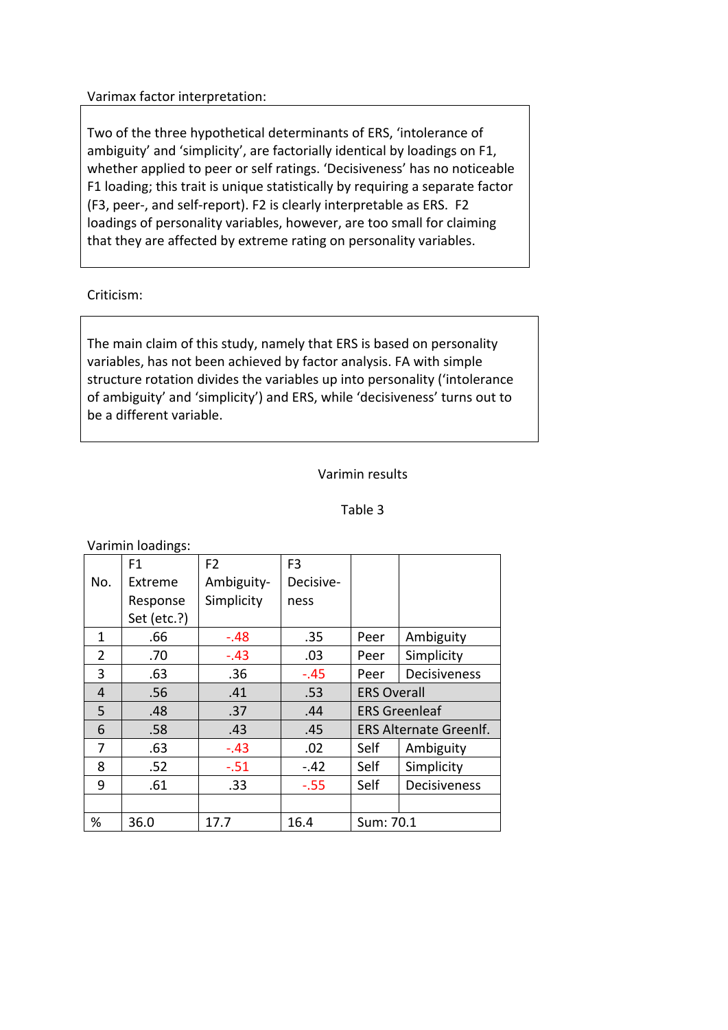Varimax factor interpretation:

Two of the three hypothetical determinants of ERS, ‘intolerance of ambiguity’ and ‘simplicity’, are factorially identical by loadings on F1, whether applied to peer or self ratings. ‘Decisiveness’ has no noticeable F1 loading; this trait is unique statistically by requiring a separate factor (F3, peer-, and self-report). F2 is clearly interpretable as ERS. F2 loadings of personality variables, however, are too small for claiming that they are affected by extreme rating on personality variables.

Criticism:

The main claim of this study, namely that ERS is based on personality variables, has not been achieved by factor analysis. FA with simple structure rotation divides the variables up into personality (‘intolerance of ambiguity’ and ‘simplicity’) and ERS, while ‘decisiveness’ turns out to be a different variable.

Varimin results

Table 3

Varimin loadings:

| No. | F1 Extreme Response Set (etc.?) | F2 Ambiguity-Simplicity | F3 Decisive-ness | | |
|---|---|---|---|---|---|
| 1 | .66 | -.48 | .35 | Peer | Ambiguity |
| 2 | .70 | -.43 | .03 | Peer | Simplicity |
| 3 | .63 | .36 | -.45 | Peer | Decisiveness |
| 4 | .56 | .41 | .53 | ERS Overall | |
| 5 | .48 | .37 | .44 | ERS Greenleaf | |
| 6 | .58 | .43 | .45 | ERS Alternate Greenlf. | |
| 7 | .63 | -.43 | .02 | Self | Ambiguity |
| 8 | .52 | -.51 | -.42 | Self | Simplicity |
| 9 | .61 | .33 | -.55 | Self | Decisiveness |
| | | | | | |
| % | 36.0 | 17.7 | 16.4 | Sum: 70.1 | |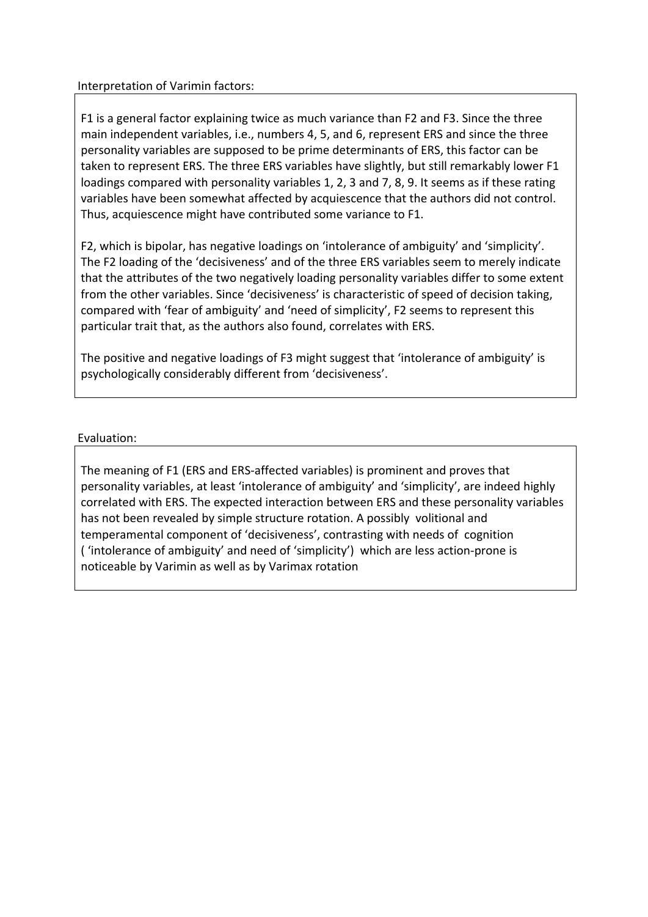Interpretation of Varimin factors:

F1 is a general factor explaining twice as much variance than F2 and F3. Since the three main independent variables, i.e., numbers 4, 5, and 6, represent ERS and since the three personality variables are supposed to be prime determinants of ERS, this factor can be taken to represent ERS. The three ERS variables have slightly, but still remarkably lower F1 loadings compared with personality variables 1, 2, 3 and 7, 8, 9. It seems as if these rating variables have been somewhat affected by acquiescence that the authors did not control. Thus, acquiescence might have contributed some variance to F1.

F2, which is bipolar, has negative loadings on 'intolerance of ambiguity' and 'simplicity'. The F2 loading of the 'decisiveness' and of the three ERS variables seem to merely indicate that the attributes of the two negatively loading personality variables differ to some extent from the other variables. Since 'decisiveness' is characteristic of speed of decision taking, compared with 'fear of ambiguity' and 'need of simplicity', F2 seems to represent this particular trait that, as the authors also found, correlates with ERS.

The positive and negative loadings of F3 might suggest that 'intolerance of ambiguity' is psychologically considerably different from 'decisiveness'.

Evaluation:

The meaning of F1 (ERS and ERS-affected variables) is prominent and proves that personality variables, at least 'intolerance of ambiguity' and 'simplicity', are indeed highly correlated with ERS. The expected interaction between ERS and these personality variables has not been revealed by simple structure rotation. A possibly volitional and temperamental component of 'decisiveness', contrasting with needs of cognition ( 'intolerance of ambiguity' and need of 'simplicity') which are less action-prone is noticeable by Varimin as well as by Varimax rotation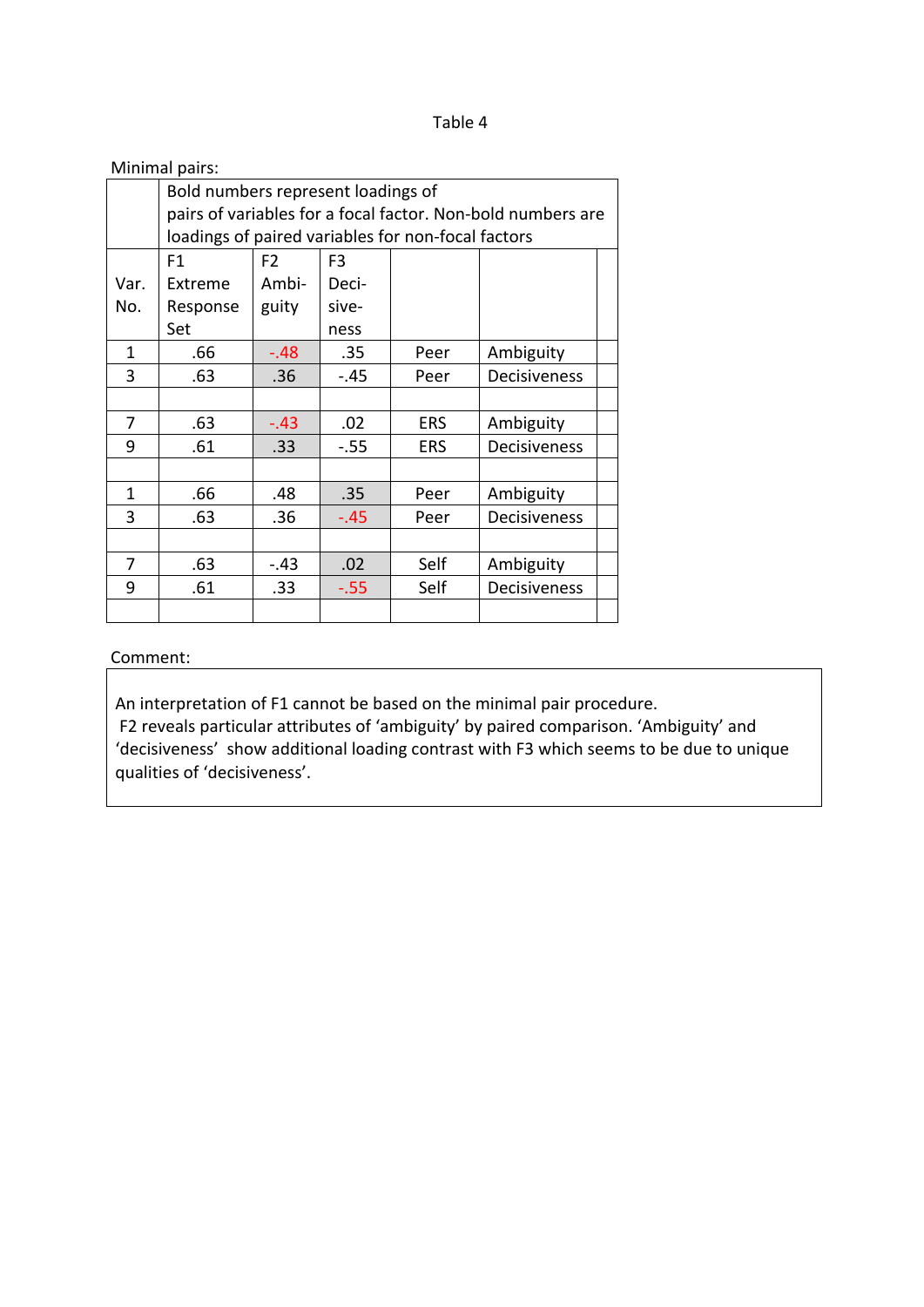Table 4

Minimal pairs:

| Var. No. | F1 Extreme Response Set | F2 Ambi-guity | F3 Deci-sive-ness | | | |
|---|---|---|---|---|---|---|
| | Bold numbers represent loadings of pairs of variables for a focal factor. Non-bold numbers are loadings of paired variables for non-focal factors | | | | | |
| 1 | .66 | -.48 | .35 | Peer | Ambiguity | |
| 3 | .63 | .36 | -.45 | Peer | Decisiveness | |
| | | | | | | |
| 7 | .63 | -.43 | .02 | ERS | Ambiguity | |
| 9 | .61 | .33 | -.55 | ERS | Decisiveness | |
| | | | | | | |
| 1 | .66 | .48 | .35 | Peer | Ambiguity | |
| 3 | .63 | .36 | -.45 | Peer | Decisiveness | |
| | | | | | | |
| 7 | .63 | -.43 | .02 | Self | Ambiguity | |
| 9 | .61 | .33 | -.55 | Self | Decisiveness | |
| | | | | | | |

Comment:

An interpretation of F1 cannot be based on the minimal pair procedure.
F2 reveals particular attributes of 'ambiguity' by paired comparison. 'Ambiguity' and 'decisiveness' show additional loading contrast with F3 which seems to be due to unique qualities of 'decisiveness'.